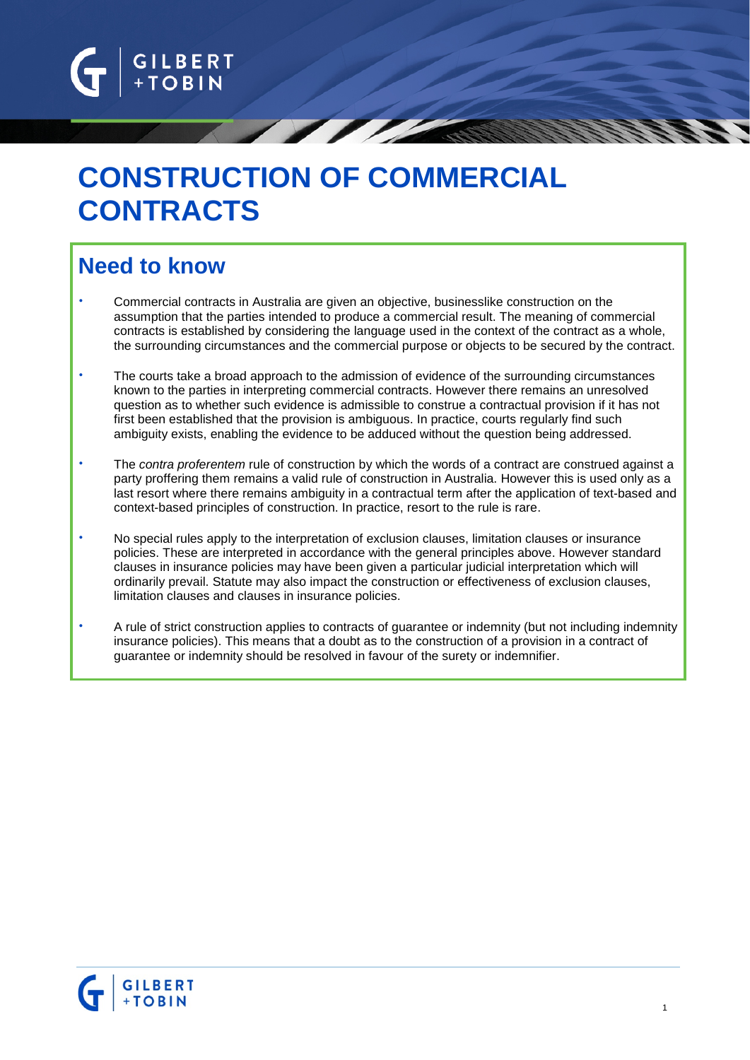# CONSTRUCTION OF COMMERCIAL CONTRACTS

## Need to know

- Commercial contracts in Australia are given an objective, businesslike construction on the assumption that the parties intended to produce a commercial result. The meaning of commercial contracts is established by considering the language used in the context of the contract as a whole, the surrounding circumstances and the commercial purpose or objects to be secured by the contract.
- The courts take a broad approach to the admission of evidence of the surrounding circumstances known to the parties in interpreting commercial contracts. However there remains an unresolved question as to whether such evidence is admissible to construe a contractual provision if it has not first been established that the provision is ambiguous. In practice, courts regularly find such ambiguity exists, enabling the evidence to be adduced without the question being addressed.
- The *contra proferentem* rule of construction by which the words of a contract are construed against a party proffering them remains a valid rule of construction in Australia. However this is used only as a last resort where there remains ambiguity in a contractual term after the application of text-based and context-based principles of construction. In practice, resort to the rule is rare.
- No special rules apply to the interpretation of exclusion clauses, limitation clauses or insurance policies. These are interpreted in accordance with the general principles above. However standard clauses in insurance policies may have been given a particular judicial interpretation which will ordinarily prevail. Statute may also impact the construction or effectiveness of exclusion clauses, limitation clauses and clauses in insurance policies.
- A rule of strict construction applies to contracts of guarantee or indemnity (but not including indemnity insurance policies). This means that a doubt as to the construction of a provision in a contract of guarantee or indemnity should be resolved in favour of the surety or indemnifier.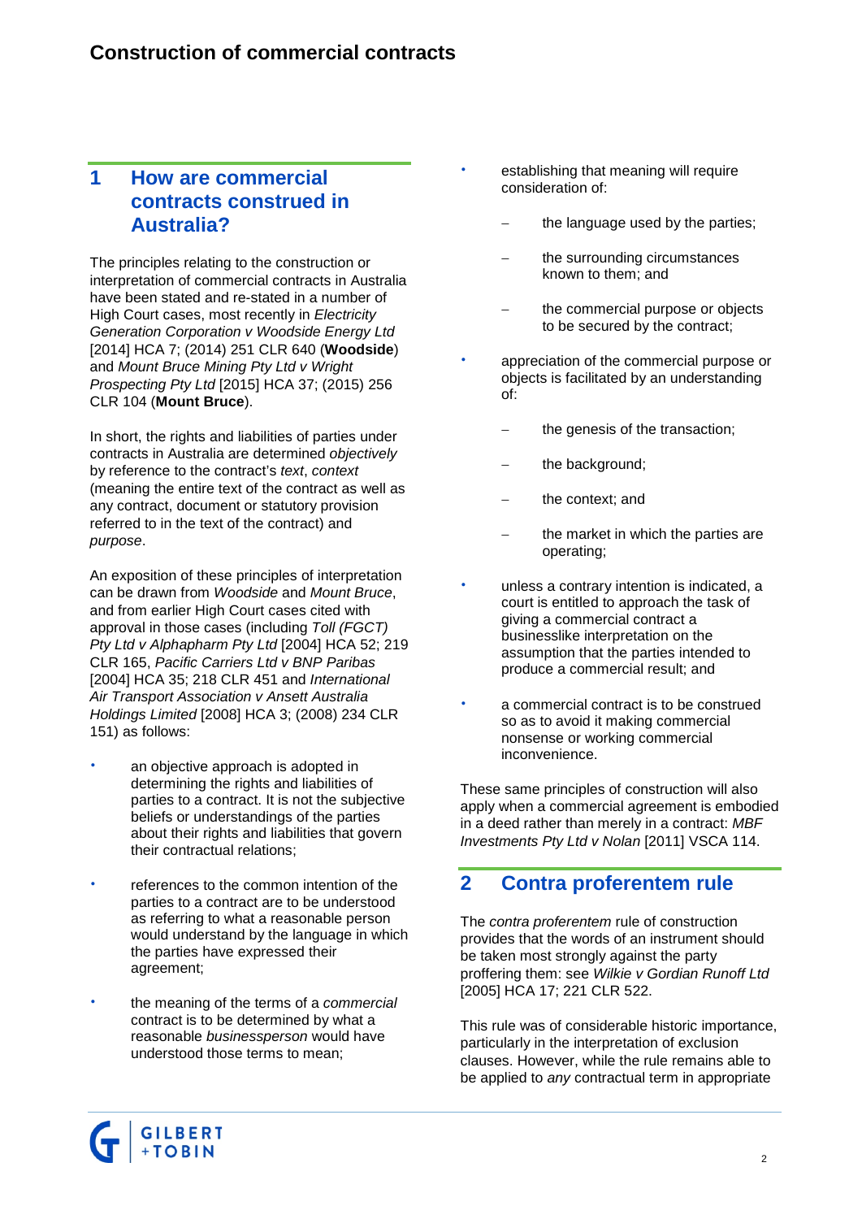## 1 How are commercial contracts construed in Australia?

The principles relating to the construction or interpretation of commercial contracts in Australia have been stated and re-stated in a number of High Court cases, most recently in *Electricity Generation Corporation v Woodside Energy Ltd* [2014] HCA 7; (2014) 251 CLR 640 (**Woodside**) and *Mount Bruce Mining Pty Ltd v Wright Prospecting Pty Ltd* [2015] HCA 37; (2015) 256 CLR 104 (**Mount Bruce**).

In short, the rights and liabilities of parties under contracts in Australia are determined *objectively* by reference to the contract's *text*, *context* (meaning the entire text of the contract as well as any contract, document or statutory provision referred to in the text of the contract) and *purpose*.

An exposition of these principles of interpretation can be drawn from *Woodside* and *Mount Bruce*, and from earlier High Court cases cited with approval in those cases (including *Toll (FGCT) Pty Ltd v Alphapharm Pty Ltd* [2004] HCA 52; 219 CLR 165, *Pacific Carriers Ltd v BNP Paribas* [2004] HCA 35; 218 CLR 451 and *International Air Transport Association v Ansett Australia Holdings Limited* [2008] HCA 3; (2008) 234 CLR 151) as follows:

- an objective approach is adopted in determining the rights and liabilities of parties to a contract. It is not the subjective beliefs or understandings of the parties about their rights and liabilities that govern their contractual relations;
- references to the common intention of the parties to a contract are to be understood as referring to what a reasonable person would understand by the language in which the parties have expressed their agreement;
- the meaning of the terms of a *commercial* contract is to be determined by what a reasonable *businessperson* would have understood those terms to mean;
- establishing that meaning will require consideration of:
  - the language used by the parties;
  - the surrounding circumstances known to them; and
  - the commercial purpose or objects to be secured by the contract;
- appreciation of the commercial purpose or objects is facilitated by an understanding of:
  - the genesis of the transaction;
  - the background;
  - the context; and
  - the market in which the parties are operating;
- unless a contrary intention is indicated, a court is entitled to approach the task of giving a commercial contract a businesslike interpretation on the assumption that the parties intended to produce a commercial result; and
- a commercial contract is to be construed so as to avoid it making commercial nonsense or working commercial inconvenience.

These same principles of construction will also apply when a commercial agreement is embodied in a deed rather than merely in a contract: *MBF Investments Pty Ltd v Nolan* [2011] VSCA 114.

## 2 Contra proferentem rule

The *contra proferentem* rule of construction provides that the words of an instrument should be taken most strongly against the party proffering them: see *Wilkie v Gordian Runoff Ltd* [2005] HCA 17; 221 CLR 522.

This rule was of considerable historic importance, particularly in the interpretation of exclusion clauses. However, while the rule remains able to be applied to *any* contractual term in appropriate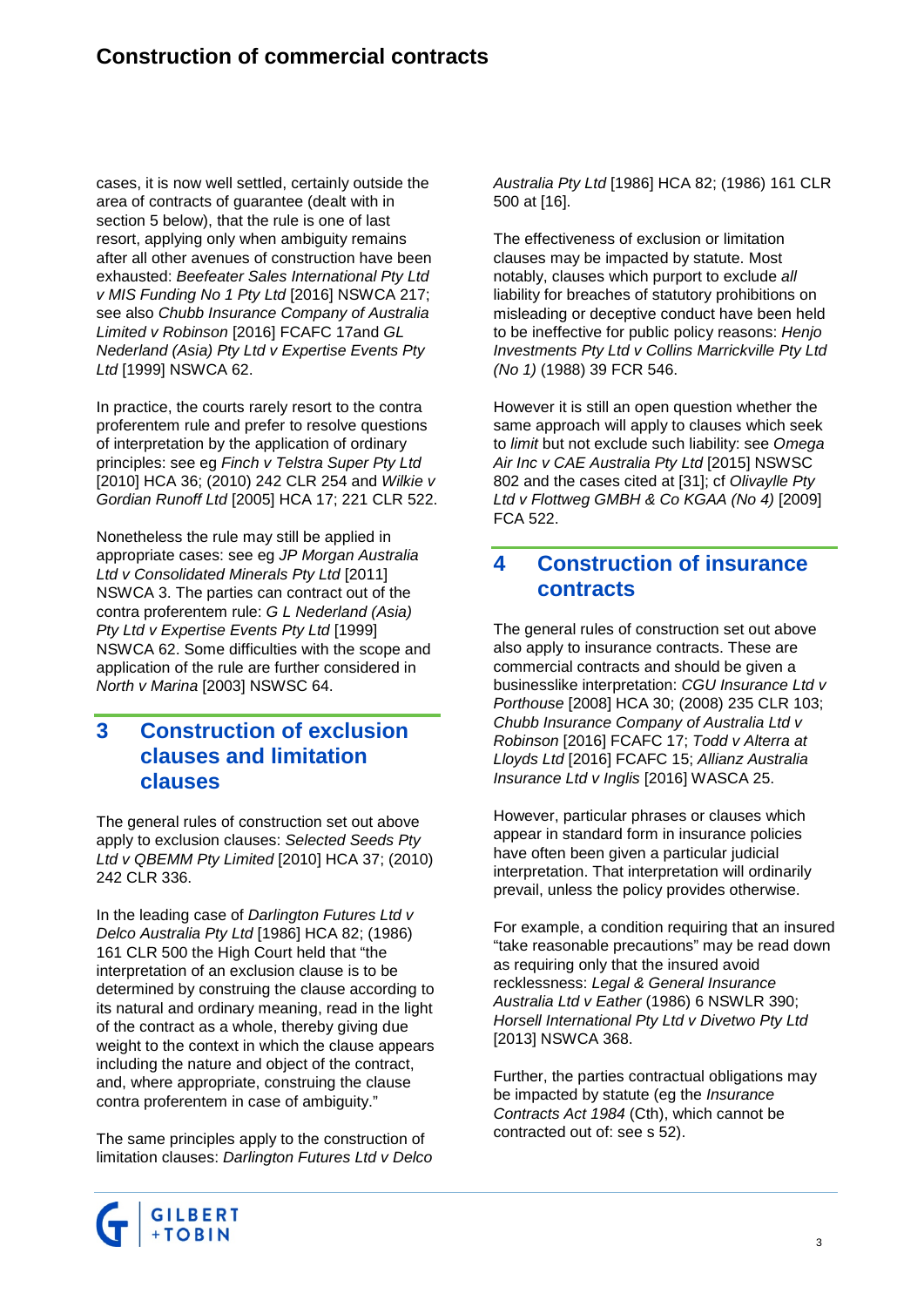cases, it is now well settled, certainly outside the area of contracts of guarantee (dealt with in section 5 below), that the rule is one of last resort, applying only when ambiguity remains after all other avenues of construction have been exhausted: *Beefeater Sales International Pty Ltd v MIS Funding No 1 Pty Ltd* [2016] NSWCA 217; see also *Chubb Insurance Company of Australia Limited v Robinson* [2016] FCAFC 17and *GL Nederland (Asia) Pty Ltd v Expertise Events Pty Ltd* [1999] NSWCA 62.

In practice, the courts rarely resort to the contra proferentem rule and prefer to resolve questions of interpretation by the application of ordinary principles: see eg *Finch v Telstra Super Pty Ltd* [2010] HCA 36; (2010) 242 CLR 254 and *Wilkie v Gordian Runoff Ltd* [2005] HCA 17; 221 CLR 522.

Nonetheless the rule may still be applied in appropriate cases: see eg *JP Morgan Australia Ltd v Consolidated Minerals Pty Ltd* [2011] NSWCA 3. The parties can contract out of the contra proferentem rule: *G L Nederland (Asia) Pty Ltd v Expertise Events Pty Ltd* [1999] NSWCA 62. Some difficulties with the scope and application of the rule are further considered in *North v Marina* [2003] NSWSC 64.

## 3 Construction of exclusion clauses and limitation clauses

The general rules of construction set out above apply to exclusion clauses: *Selected Seeds Pty Ltd v QBEMM Pty Limited* [2010] HCA 37; (2010) 242 CLR 336.

In the leading case of *Darlington Futures Ltd v Delco Australia Pty Ltd* [1986] HCA 82; (1986) 161 CLR 500 the High Court held that "the interpretation of an exclusion clause is to be determined by construing the clause according to its natural and ordinary meaning, read in the light of the contract as a whole, thereby giving due weight to the context in which the clause appears including the nature and object of the contract, and, where appropriate, construing the clause contra proferentem in case of ambiguity."

The same principles apply to the construction of limitation clauses: *Darlington Futures Ltd v Delco Australia Pty Ltd* [1986] HCA 82; (1986) 161 CLR 500 at [16].

The effectiveness of exclusion or limitation clauses may be impacted by statute. Most notably, clauses which purport to exclude *all* liability for breaches of statutory prohibitions on misleading or deceptive conduct have been held to be ineffective for public policy reasons: *Henjo Investments Pty Ltd v Collins Marrickville Pty Ltd (No 1)* (1988) 39 FCR 546.

However it is still an open question whether the same approach will apply to clauses which seek to *limit* but not exclude such liability: see *Omega Air Inc v CAE Australia Pty Ltd* [2015] NSWSC 802 and the cases cited at [31]; cf *Olivaylle Pty Ltd v Flottweg GMBH & Co KGAA (No 4)* [2009] FCA 522.

## 4 Construction of insurance contracts

The general rules of construction set out above also apply to insurance contracts. These are commercial contracts and should be given a businesslike interpretation: *CGU Insurance Ltd v Porthouse* [2008] HCA 30; (2008) 235 CLR 103; *Chubb Insurance Company of Australia Ltd v Robinson* [2016] FCAFC 17; *Todd v Alterra at Lloyds Ltd* [2016] FCAFC 15; *Allianz Australia Insurance Ltd v Inglis* [2016] WASCA 25.

However, particular phrases or clauses which appear in standard form in insurance policies have often been given a particular judicial interpretation. That interpretation will ordinarily prevail, unless the policy provides otherwise.

For example, a condition requiring that an insured "take reasonable precautions" may be read down as requiring only that the insured avoid recklessness: *Legal & General Insurance Australia Ltd v Eather* (1986) 6 NSWLR 390; *Horsell International Pty Ltd v Divetwo Pty Ltd* [2013] NSWCA 368.

Further, the parties contractual obligations may be impacted by statute (eg the *Insurance Contracts Act 1984* (Cth), which cannot be contracted out of: see s 52).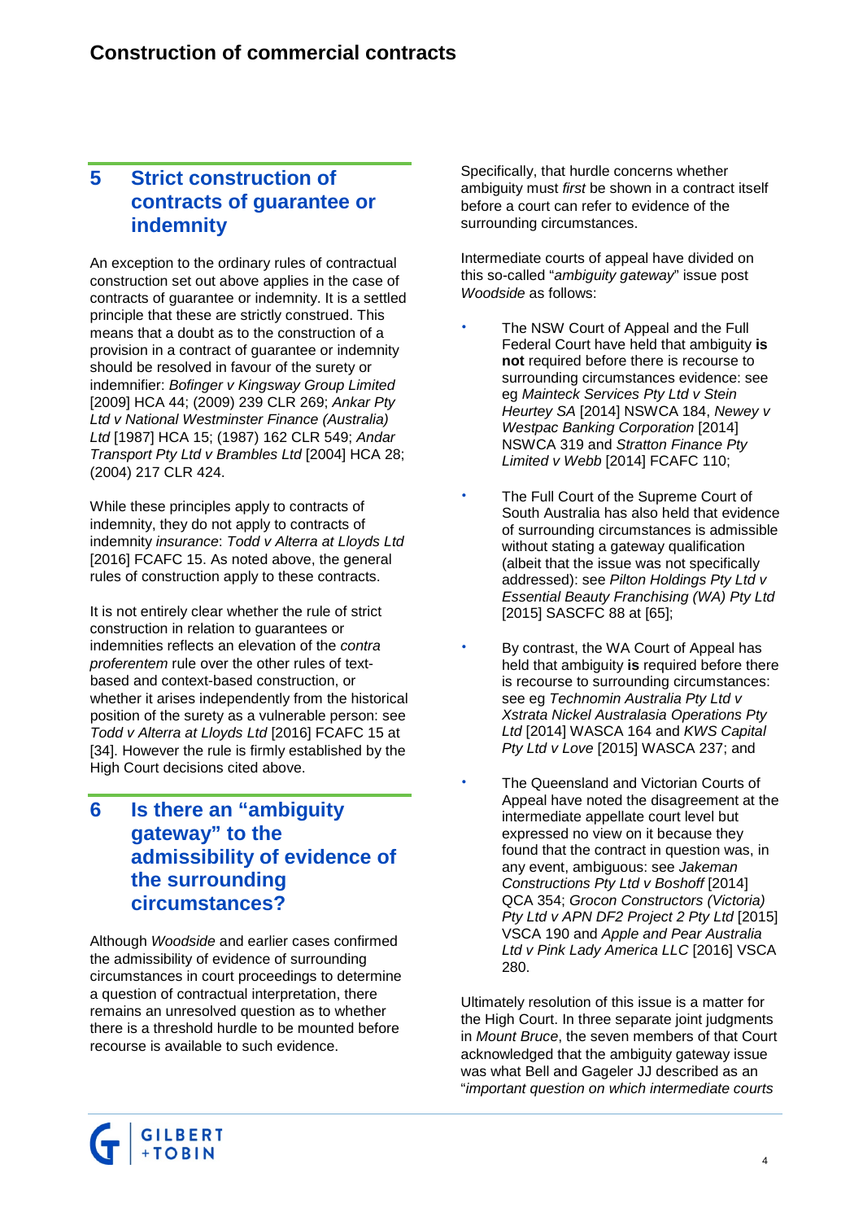## 5 Strict construction of contracts of guarantee or indemnity

An exception to the ordinary rules of contractual construction set out above applies in the case of contracts of guarantee or indemnity. It is a settled principle that these are strictly construed. This means that a doubt as to the construction of a provision in a contract of guarantee or indemnity should be resolved in favour of the surety or indemnifier: *Bofinger v Kingsway Group Limited* [2009] HCA 44; (2009) 239 CLR 269; *Ankar Pty Ltd v National Westminster Finance (Australia) Ltd* [1987] HCA 15; (1987) 162 CLR 549; *Andar Transport Pty Ltd v Brambles Ltd* [2004] HCA 28; (2004) 217 CLR 424.

While these principles apply to contracts of indemnity, they do not apply to contracts of indemnity *insurance*: *Todd v Alterra at Lloyds Ltd* [2016] FCAFC 15. As noted above, the general rules of construction apply to these contracts.

It is not entirely clear whether the rule of strict construction in relation to guarantees or indemnities reflects an elevation of the *contra proferentem* rule over the other rules of text-based and context-based construction, or whether it arises independently from the historical position of the surety as a vulnerable person: see *Todd v Alterra at Lloyds Ltd* [2016] FCAFC 15 at [34]. However the rule is firmly established by the High Court decisions cited above.

## 6 Is there an "ambiguity gateway" to the admissibility of evidence of the surrounding circumstances?

Although *Woodside* and earlier cases confirmed the admissibility of evidence of surrounding circumstances in court proceedings to determine a question of contractual interpretation, there remains an unresolved question as to whether there is a threshold hurdle to be mounted before recourse is available to such evidence.

Specifically, that hurdle concerns whether ambiguity must *first* be shown in a contract itself before a court can refer to evidence of the surrounding circumstances.

Intermediate courts of appeal have divided on this so-called "*ambiguity gateway*" issue post *Woodside* as follows:

- The NSW Court of Appeal and the Full Federal Court have held that ambiguity **is not** required before there is recourse to surrounding circumstances evidence: see eg *Mainteck Services Pty Ltd v Stein Heurtey SA* [2014] NSWCA 184, *Newey v Westpac Banking Corporation* [2014] NSWCA 319 and *Stratton Finance Pty Limited v Webb* [2014] FCAFC 110;
- The Full Court of the Supreme Court of South Australia has also held that evidence of surrounding circumstances is admissible without stating a gateway qualification (albeit that the issue was not specifically addressed): see *Pilton Holdings Pty Ltd v Essential Beauty Franchising (WA) Pty Ltd* [2015] SASCFC 88 at [65];
- By contrast, the WA Court of Appeal has held that ambiguity **is** required before there is recourse to surrounding circumstances: see eg *Technomin Australia Pty Ltd v Xstrata Nickel Australasia Operations Pty Ltd* [2014] WASCA 164 and *KWS Capital Pty Ltd v Love* [2015] WASCA 237; and
- The Queensland and Victorian Courts of Appeal have noted the disagreement at the intermediate appellate court level but expressed no view on it because they found that the contract in question was, in any event, ambiguous: see *Jakeman Constructions Pty Ltd v Boshoff* [2014] QCA 354; *Grocon Constructors (Victoria) Pty Ltd v APN DF2 Project 2 Pty Ltd* [2015] VSCA 190 and *Apple and Pear Australia Ltd v Pink Lady America LLC* [2016] VSCA 280.

Ultimately resolution of this issue is a matter for the High Court. In three separate joint judgments in *Mount Bruce*, the seven members of that Court acknowledged that the ambiguity gateway issue was what Bell and Gageler JJ described as an "*important question on which intermediate courts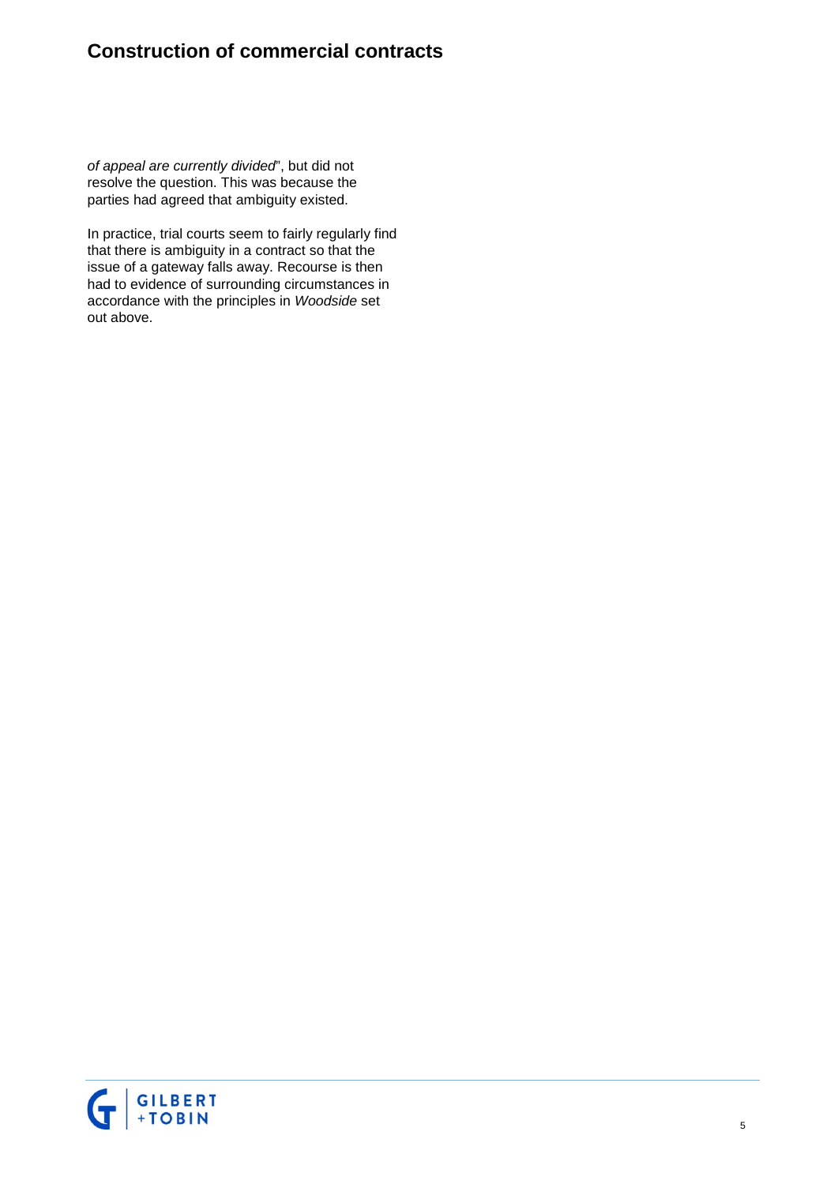*of appeal are currently divided*", but did not resolve the question. This was because the parties had agreed that ambiguity existed.

In practice, trial courts seem to fairly regularly find that there is ambiguity in a contract so that the issue of a gateway falls away. Recourse is then had to evidence of surrounding circumstances in accordance with the principles in *Woodside* set out above.